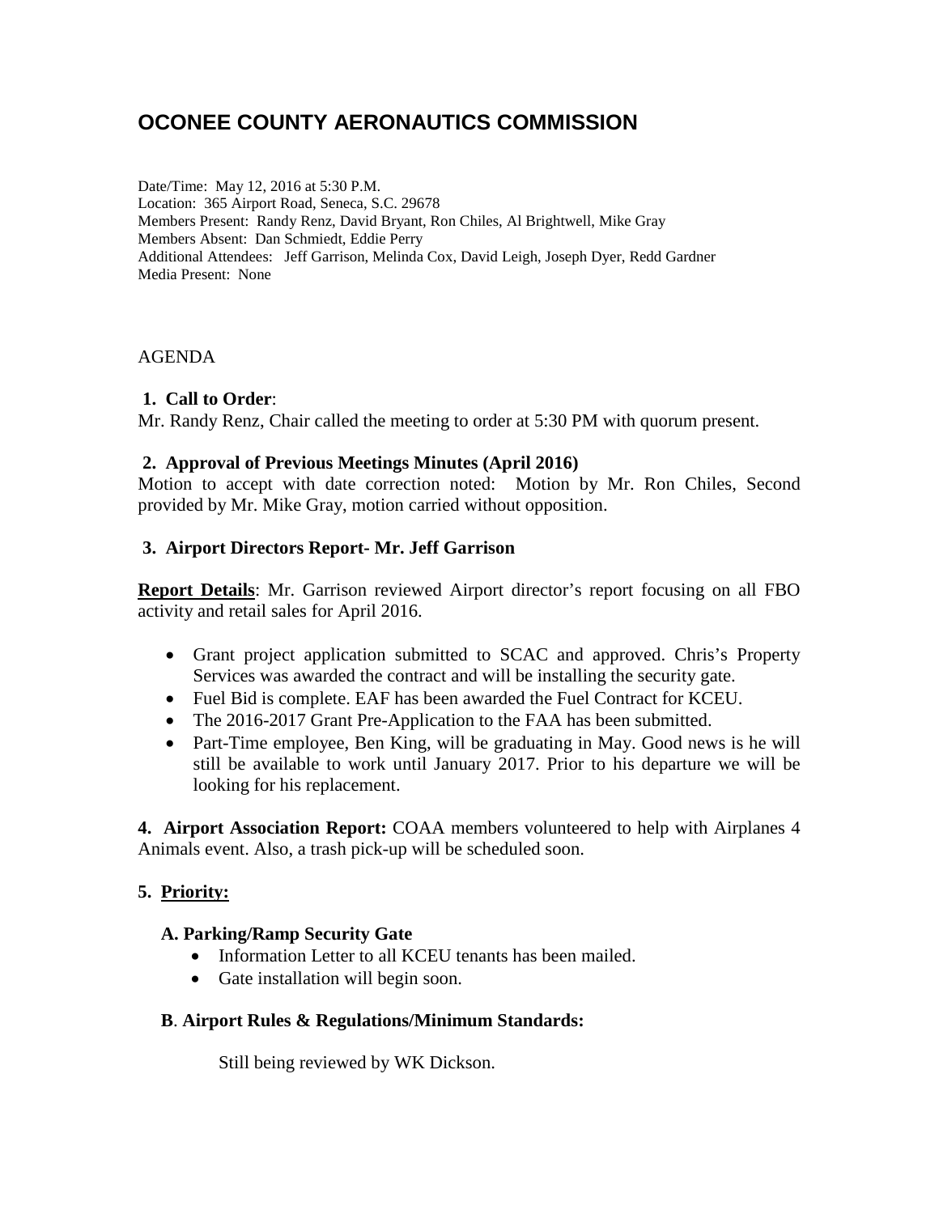# OCONEE COUNTY AERONAUTICS COMMISSION

Date/Time: May 12, 2016 at 5:30 P.M.
Location: 365 Airport Road, Seneca, S.C. 29678
Members Present: Randy Renz, David Bryant, Ron Chiles, Al Brightwell, Mike Gray
Members Absent: Dan Schmiedt, Eddie Perry
Additional Attendees: Jeff Garrison, Melinda Cox, David Leigh, Joseph Dyer, Redd Gardner
Media Present: None

AGENDA

**1. Call to Order**:
Mr. Randy Renz, Chair called the meeting to order at 5:30 PM with quorum present.

**2. Approval of Previous Meetings Minutes (April 2016)**
Motion to accept with date correction noted: Motion by Mr. Ron Chiles, Second provided by Mr. Mike Gray, motion carried without opposition.

**3. Airport Directors Report- Mr. Jeff Garrison**

**Report Details**: Mr. Garrison reviewed Airport director's report focusing on all FBO activity and retail sales for April 2016.

- Grant project application submitted to SCAC and approved. Chris's Property Services was awarded the contract and will be installing the security gate.
- Fuel Bid is complete. EAF has been awarded the Fuel Contract for KCEU.
- The 2016-2017 Grant Pre-Application to the FAA has been submitted.
- Part-Time employee, Ben King, will be graduating in May. Good news is he will still be available to work until January 2017. Prior to his departure we will be looking for his replacement.

**4. Airport Association Report:** COAA members volunteered to help with Airplanes 4 Animals event. Also, a trash pick-up will be scheduled soon.

**5. Priority:**

**A. Parking/Ramp Security Gate**

- Information Letter to all KCEU tenants has been mailed.
- Gate installation will begin soon.

**B**. **Airport Rules & Regulations/Minimum Standards:**

Still being reviewed by WK Dickson.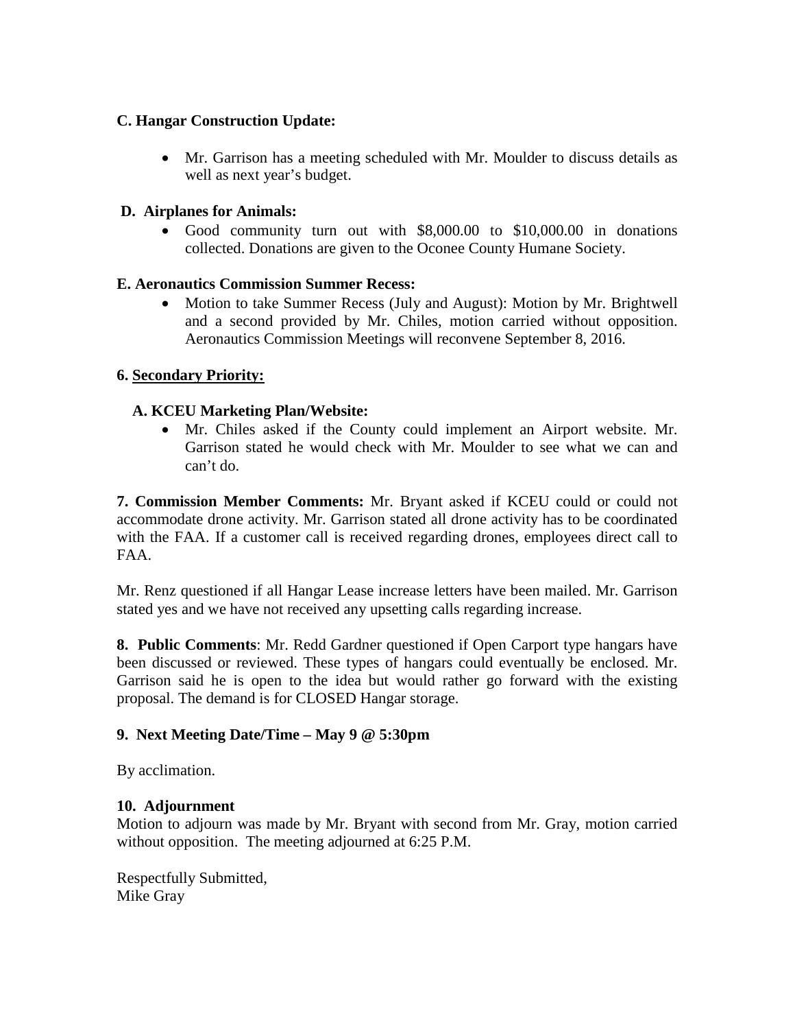**C. Hangar Construction Update:**

- Mr. Garrison has a meeting scheduled with Mr. Moulder to discuss details as well as next year's budget.

**D. Airplanes for Animals:**

- Good community turn out with $8,000.00 to $10,000.00 in donations collected. Donations are given to the Oconee County Humane Society.

**E. Aeronautics Commission Summer Recess:**

- Motion to take Summer Recess (July and August): Motion by Mr. Brightwell and a second provided by Mr. Chiles, motion carried without opposition. Aeronautics Commission Meetings will reconvene September 8, 2016.

**6. <u>Secondary Priority:</u>**

**A. KCEU Marketing Plan/Website:**

- Mr. Chiles asked if the County could implement an Airport website. Mr. Garrison stated he would check with Mr. Moulder to see what we can and can't do.

**7. Commission Member Comments:** Mr. Bryant asked if KCEU could or could not accommodate drone activity. Mr. Garrison stated all drone activity has to be coordinated with the FAA. If a customer call is received regarding drones, employees direct call to FAA.

Mr. Renz questioned if all Hangar Lease increase letters have been mailed. Mr. Garrison stated yes and we have not received any upsetting calls regarding increase.

**8. Public Comments**: Mr. Redd Gardner questioned if Open Carport type hangars have been discussed or reviewed. These types of hangars could eventually be enclosed. Mr. Garrison said he is open to the idea but would rather go forward with the existing proposal. The demand is for CLOSED Hangar storage.

**9. Next Meeting Date/Time – May 9 @ 5:30pm**

By acclimation.

**10. Adjournment**

Motion to adjourn was made by Mr. Bryant with second from Mr. Gray, motion carried without opposition. The meeting adjourned at 6:25 P.M.

Respectfully Submitted,
Mike Gray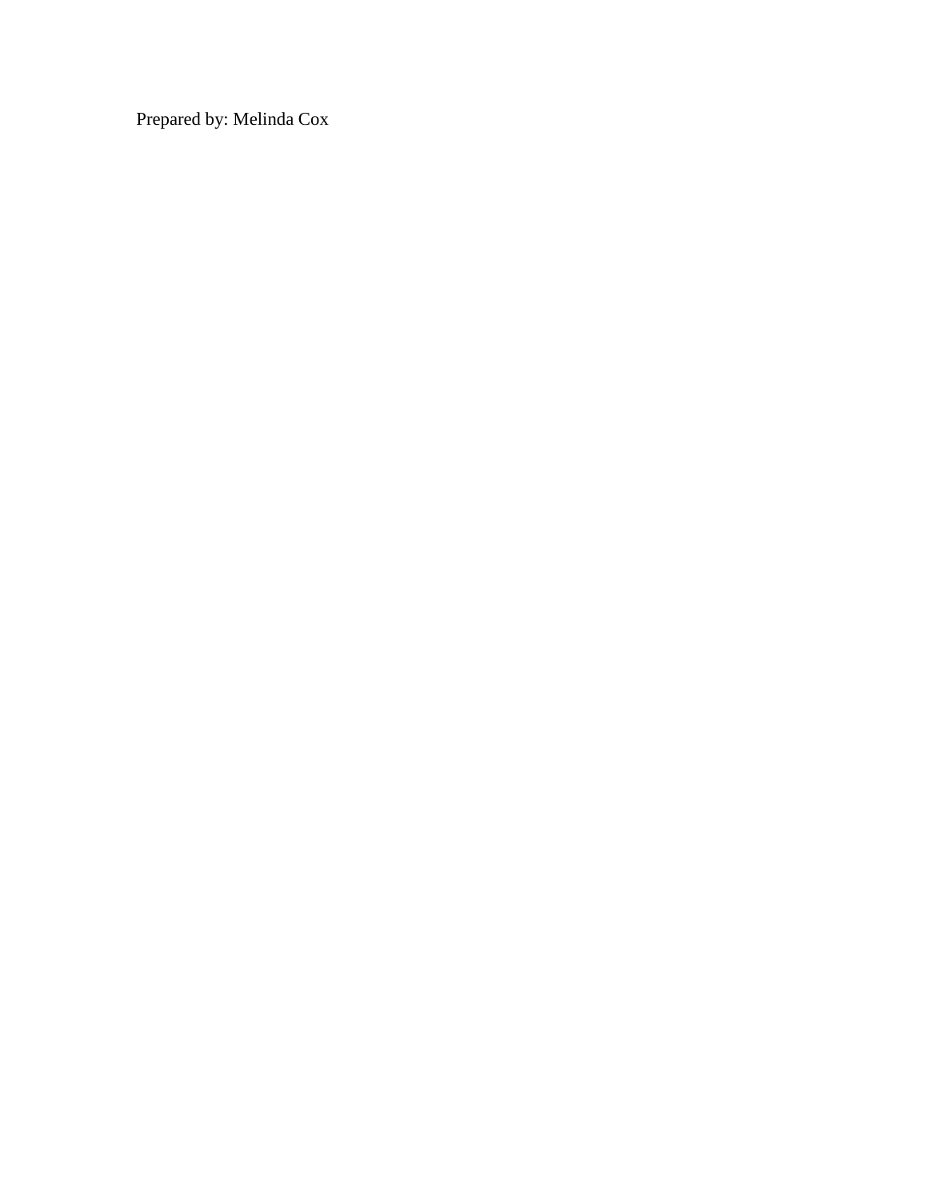Prepared by: Melinda Cox